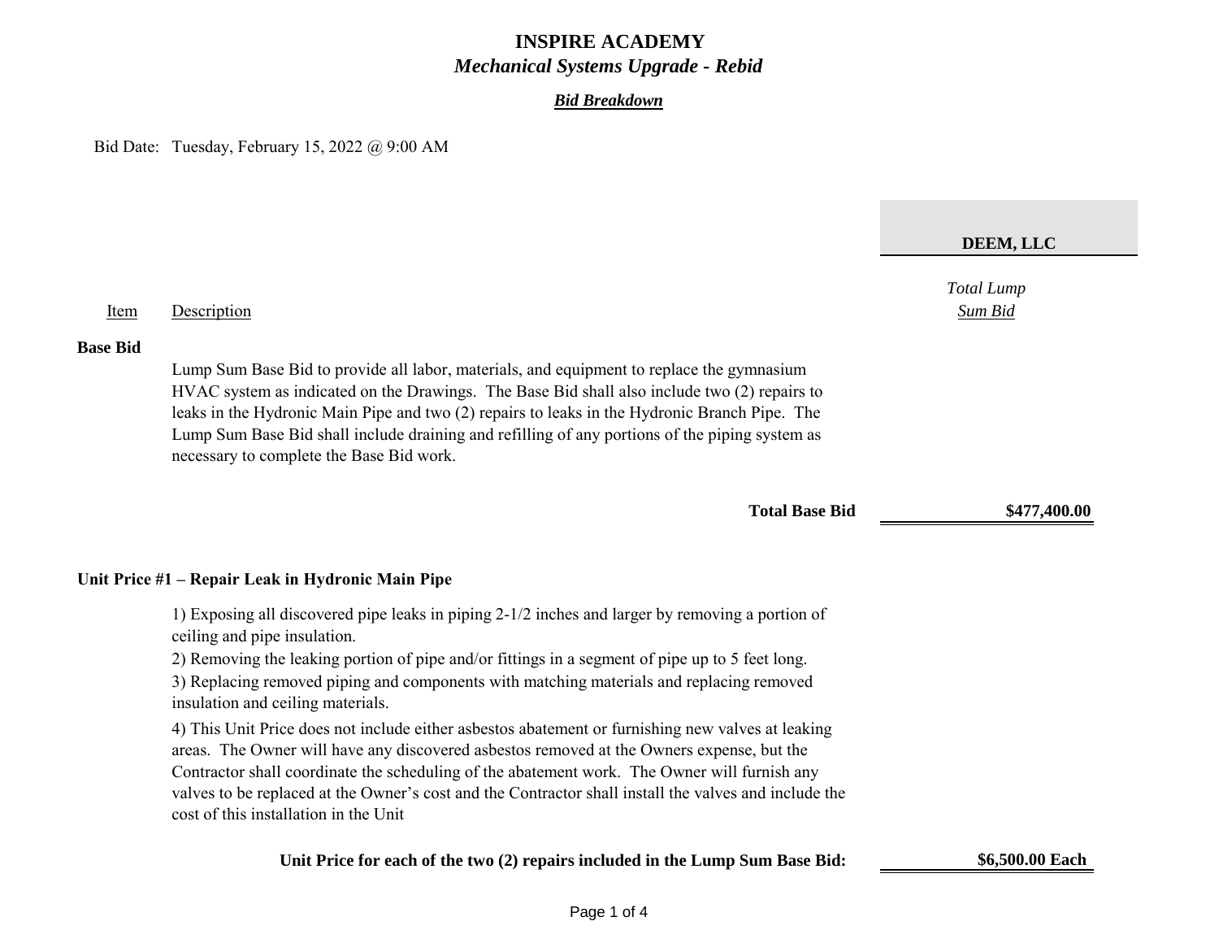# INSPIRE ACADEMY

## *Mechanical Systems Upgrade - Rebid*

***Bid Breakdown***

Bid Date: Tuesday, February 15, 2022 @ 9:00 AM

| Item | Description | **DEEM, LLC** *Total Lump Sum Bid* |
|---|---|---|
| **Base Bid** | Lump Sum Base Bid to provide all labor, materials, and equipment to replace the gymnasium HVAC system as indicated on the Drawings. The Base Bid shall also include two (2) repairs to leaks in the Hydronic Main Pipe and two (2) repairs to leaks in the Hydronic Branch Pipe. The Lump Sum Base Bid shall include draining and refilling of any portions of the piping system as necessary to complete the Base Bid work. | |
| | **Total Base Bid** | **$477,400.00** |

**Unit Price #1 – Repair Leak in Hydronic Main Pipe**

1) Exposing all discovered pipe leaks in piping 2-1/2 inches and larger by removing a portion of ceiling and pipe insulation.
2) Removing the leaking portion of pipe and/or fittings in a segment of pipe up to 5 feet long.
3) Replacing removed piping and components with matching materials and replacing removed insulation and ceiling materials.
4) This Unit Price does not include either asbestos abatement or furnishing new valves at leaking areas. The Owner will have any discovered asbestos removed at the Owners expense, but the Contractor shall coordinate the scheduling of the abatement work. The Owner will furnish any valves to be replaced at the Owner's cost and the Contractor shall install the valves and include the cost of this installation in the Unit

**Unit Price for each of the two (2) repairs included in the Lump Sum Base Bid:** **$6,500.00 Each**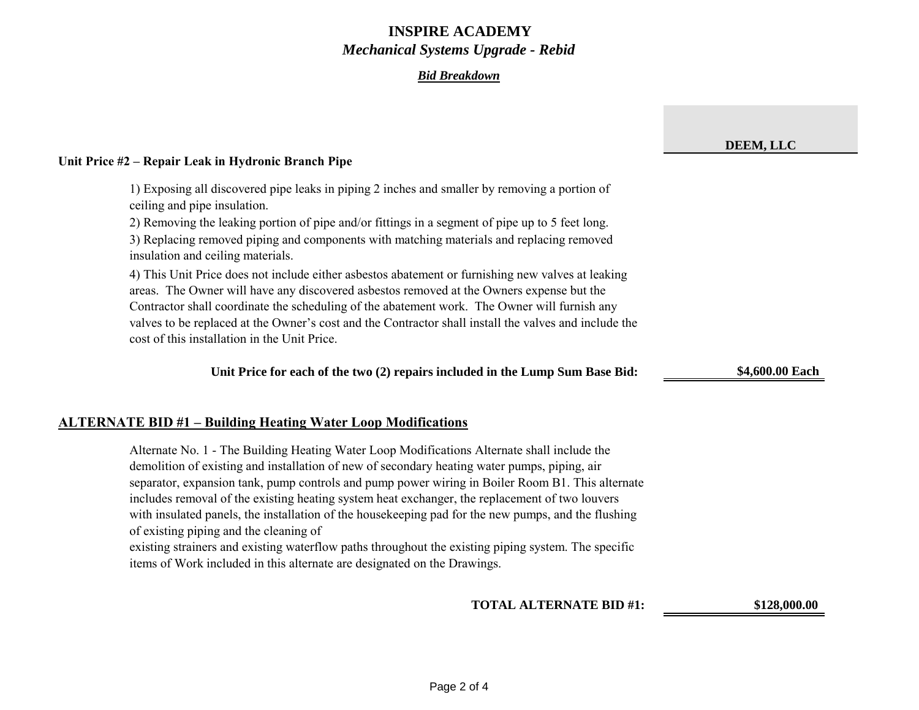# INSPIRE ACADEMY

## *Mechanical Systems Upgrade - Rebid*

***Bid Breakdown***

**DEEM, LLC**

**Unit Price #2 – Repair Leak in Hydronic Branch Pipe**

1) Exposing all discovered pipe leaks in piping 2 inches and smaller by removing a portion of ceiling and pipe insulation.
2) Removing the leaking portion of pipe and/or fittings in a segment of pipe up to 5 feet long.
3) Replacing removed piping and components with matching materials and replacing removed insulation and ceiling materials.
4) This Unit Price does not include either asbestos abatement or furnishing new valves at leaking areas. The Owner will have any discovered asbestos removed at the Owners expense but the Contractor shall coordinate the scheduling of the abatement work. The Owner will furnish any valves to be replaced at the Owner's cost and the Contractor shall install the valves and include the cost of this installation in the Unit Price.

| | DEEM, LLC |
|---|---|
| **Unit Price for each of the two (2) repairs included in the Lump Sum Base Bid:** | **$4,600.00 Each** |

## ALTERNATE BID #1 – Building Heating Water Loop Modifications

Alternate No. 1 - The Building Heating Water Loop Modifications Alternate shall include the demolition of existing and installation of new of secondary heating water pumps, piping, air separator, expansion tank, pump controls and pump power wiring in Boiler Room B1. This alternate includes removal of the existing heating system heat exchanger, the replacement of two louvers with insulated panels, the installation of the housekeeping pad for the new pumps, and the flushing of existing piping and the cleaning of
existing strainers and existing waterflow paths throughout the existing piping system. The specific items of Work included in this alternate are designated on the Drawings.

| | DEEM, LLC |
|---|---|
| **TOTAL ALTERNATE BID #1:** | **$128,000.00** |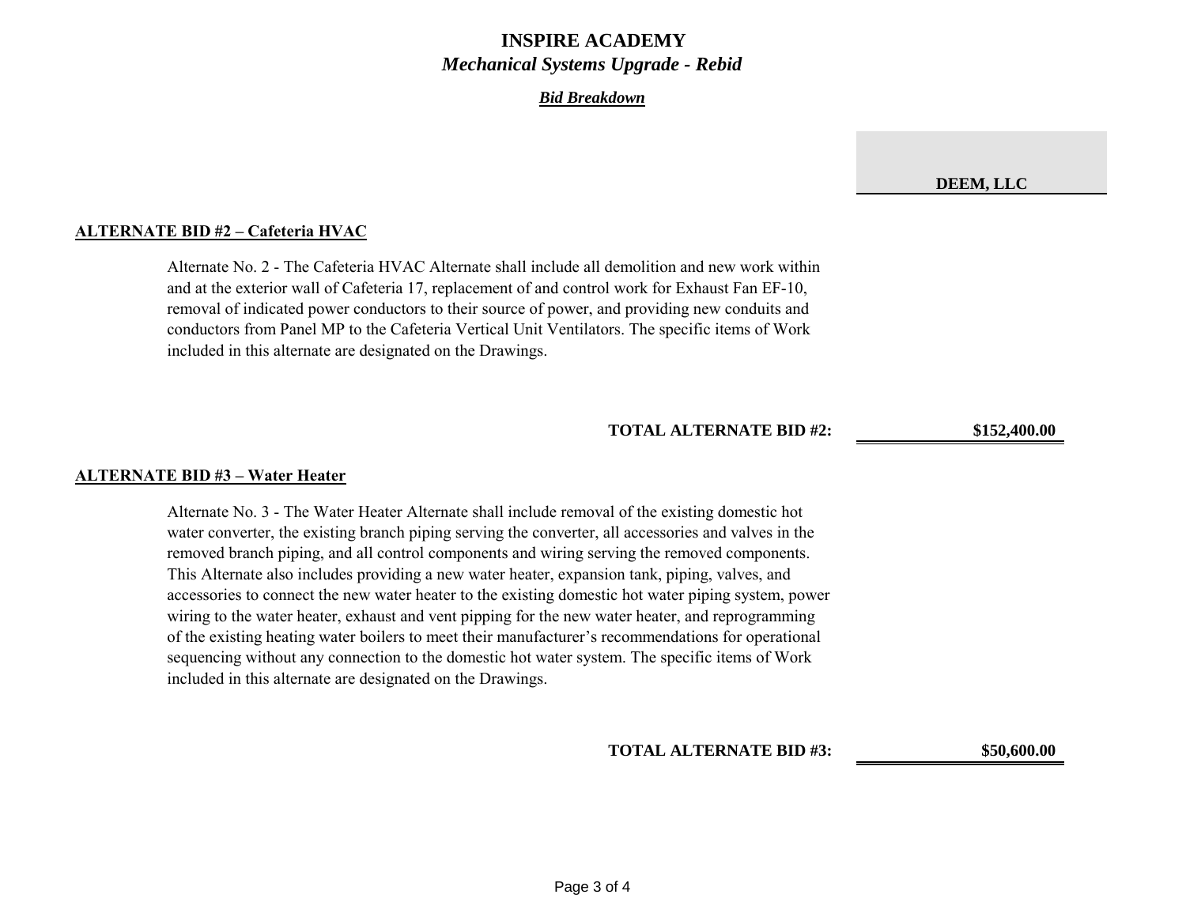# INSPIRE ACADEMY

## *Mechanical Systems Upgrade - Rebid*

***Bid Breakdown***

| | **DEEM, LLC** |
|---|---|

**ALTERNATE BID #2 – Cafeteria HVAC**

Alternate No. 2 - The Cafeteria HVAC Alternate shall include all demolition and new work within and at the exterior wall of Cafeteria 17, replacement of and control work for Exhaust Fan EF-10, removal of indicated power conductors to their source of power, and providing new conduits and conductors from Panel MP to the Cafeteria Vertical Unit Ventilators. The specific items of Work included in this alternate are designated on the Drawings.

| | **DEEM, LLC** |
|---|---|
| **TOTAL ALTERNATE BID #2:** | **$152,400.00** |

**ALTERNATE BID #3 – Water Heater**

Alternate No. 3 - The Water Heater Alternate shall include removal of the existing domestic hot water converter, the existing branch piping serving the converter, all accessories and valves in the removed branch piping, and all control components and wiring serving the removed components. This Alternate also includes providing a new water heater, expansion tank, piping, valves, and accessories to connect the new water heater to the existing domestic hot water piping system, power wiring to the water heater, exhaust and vent pipping for the new water heater, and reprogramming of the existing heating water boilers to meet their manufacturer's recommendations for operational sequencing without any connection to the domestic hot water system. The specific items of Work included in this alternate are designated on the Drawings.

| | **DEEM, LLC** |
|---|---|
| **TOTAL ALTERNATE BID #3:** | **$50,600.00** |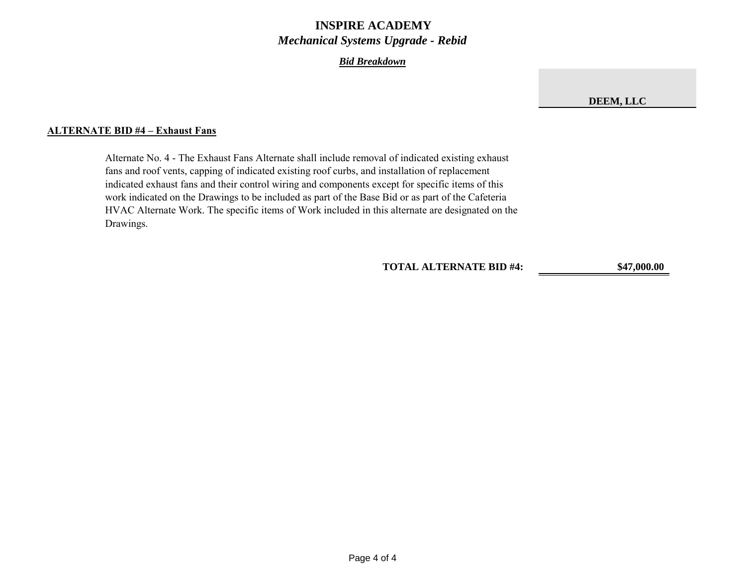# INSPIRE ACADEMY

## *Mechanical Systems Upgrade - Rebid*

***Bid Breakdown***

| | DEEM, LLC |
|---|---|
| **ALTERNATE BID #4 – Exhaust Fans** | |
| Alternate No. 4 - The Exhaust Fans Alternate shall include removal of indicated existing exhaust fans and roof vents, capping of indicated existing roof curbs, and installation of replacement indicated exhaust fans and their control wiring and components except for specific items of this work indicated on the Drawings to be included as part of the Base Bid or as part of the Cafeteria HVAC Alternate Work. The specific items of Work included in this alternate are designated on the Drawings. | |
| **TOTAL ALTERNATE BID #4:** | **$47,000.00** |